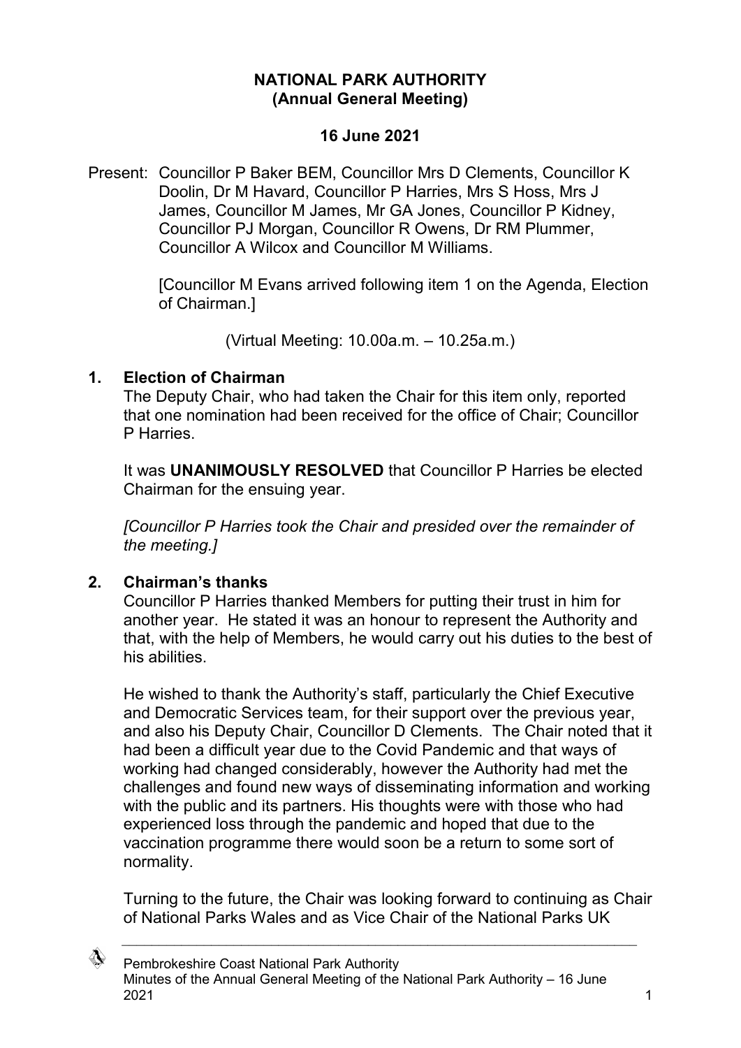**NATIONAL PARK AUTHORITY**
**(Annual General Meeting)**

**16 June 2021**

Present: Councillor P Baker BEM, Councillor Mrs D Clements, Councillor K Doolin, Dr M Havard, Councillor P Harries, Mrs S Hoss, Mrs J James, Councillor M James, Mr GA Jones, Councillor P Kidney, Councillor PJ Morgan, Councillor R Owens, Dr RM Plummer, Councillor A Wilcox and Councillor M Williams.

[Councillor M Evans arrived following item 1 on the Agenda, Election of Chairman.]

(Virtual Meeting: 10.00a.m. – 10.25a.m.)

**1. Election of Chairman**

The Deputy Chair, who had taken the Chair for this item only, reported that one nomination had been received for the office of Chair; Councillor P Harries.

It was **UNANIMOUSLY RESOLVED** that Councillor P Harries be elected Chairman for the ensuing year.

*[Councillor P Harries took the Chair and presided over the remainder of the meeting.]*

**2. Chairman's thanks**

Councillor P Harries thanked Members for putting their trust in him for another year. He stated it was an honour to represent the Authority and that, with the help of Members, he would carry out his duties to the best of his abilities.

He wished to thank the Authority's staff, particularly the Chief Executive and Democratic Services team, for their support over the previous year, and also his Deputy Chair, Councillor D Clements. The Chair noted that it had been a difficult year due to the Covid Pandemic and that ways of working had changed considerably, however the Authority had met the challenges and found new ways of disseminating information and working with the public and its partners. His thoughts were with those who had experienced loss through the pandemic and hoped that due to the vaccination programme there would soon be a return to some sort of normality.

Turning to the future, the Chair was looking forward to continuing as Chair of National Parks Wales and as Vice Chair of the National Parks UK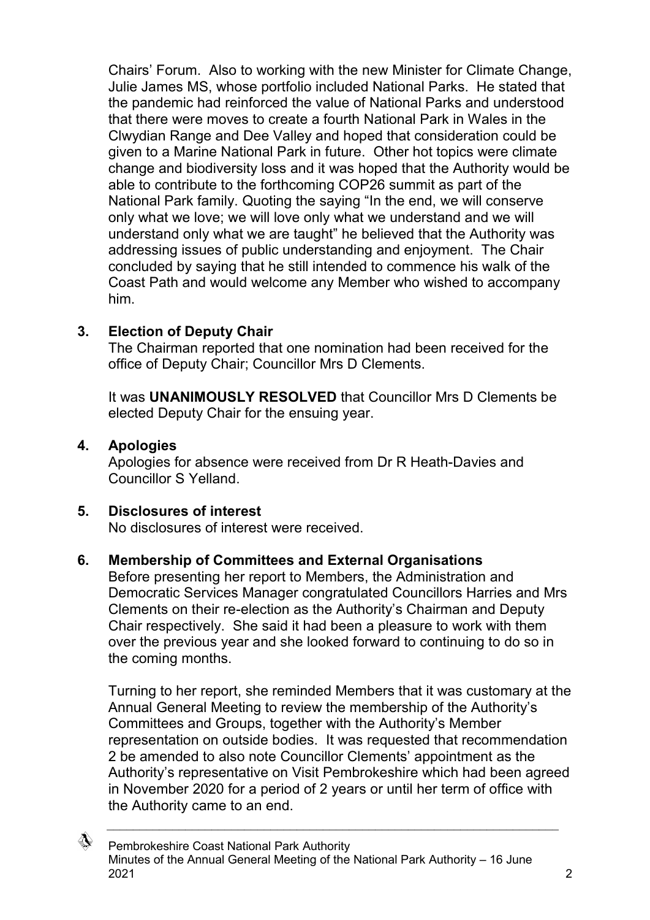Chairs' Forum. Also to working with the new Minister for Climate Change, Julie James MS, whose portfolio included National Parks. He stated that the pandemic had reinforced the value of National Parks and understood that there were moves to create a fourth National Park in Wales in the Clwydian Range and Dee Valley and hoped that consideration could be given to a Marine National Park in future. Other hot topics were climate change and biodiversity loss and it was hoped that the Authority would be able to contribute to the forthcoming COP26 summit as part of the National Park family. Quoting the saying "In the end, we will conserve only what we love; we will love only what we understand and we will understand only what we are taught" he believed that the Authority was addressing issues of public understanding and enjoyment. The Chair concluded by saying that he still intended to commence his walk of the Coast Path and would welcome any Member who wished to accompany him.

## 3. Election of Deputy Chair

The Chairman reported that one nomination had been received for the office of Deputy Chair; Councillor Mrs D Clements.

It was **UNANIMOUSLY RESOLVED** that Councillor Mrs D Clements be elected Deputy Chair for the ensuing year.

## 4. Apologies

Apologies for absence were received from Dr R Heath-Davies and Councillor S Yelland.

## 5. Disclosures of interest

No disclosures of interest were received.

## 6. Membership of Committees and External Organisations

Before presenting her report to Members, the Administration and Democratic Services Manager congratulated Councillors Harries and Mrs Clements on their re-election as the Authority's Chairman and Deputy Chair respectively. She said it had been a pleasure to work with them over the previous year and she looked forward to continuing to do so in the coming months.

Turning to her report, she reminded Members that it was customary at the Annual General Meeting to review the membership of the Authority's Committees and Groups, together with the Authority's Member representation on outside bodies. It was requested that recommendation 2 be amended to also note Councillor Clements' appointment as the Authority's representative on Visit Pembrokeshire which had been agreed in November 2020 for a period of 2 years or until her term of office with the Authority came to an end.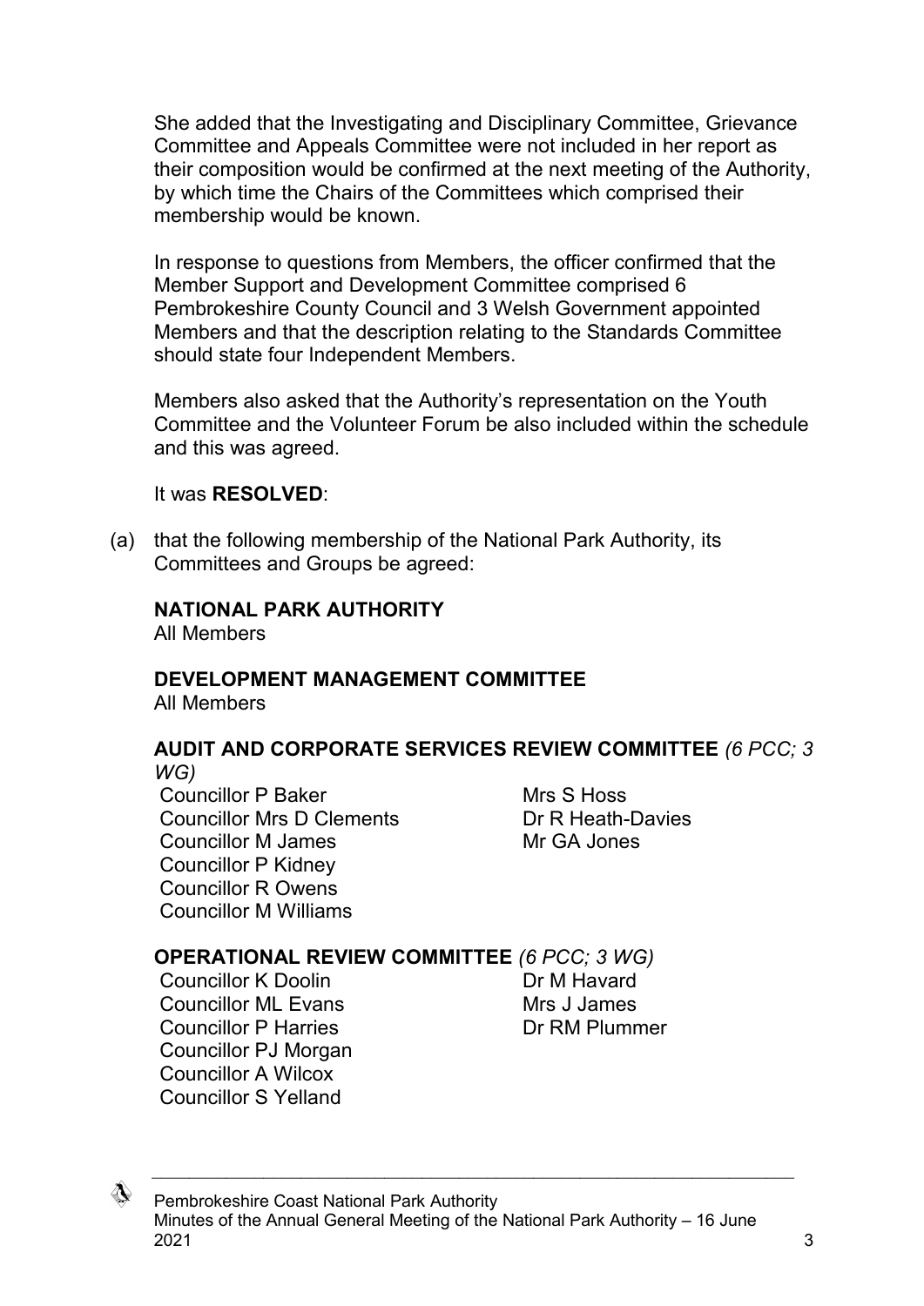She added that the Investigating and Disciplinary Committee, Grievance Committee and Appeals Committee were not included in her report as their composition would be confirmed at the next meeting of the Authority, by which time the Chairs of the Committees which comprised their membership would be known.

In response to questions from Members, the officer confirmed that the Member Support and Development Committee comprised 6 Pembrokeshire County Council and 3 Welsh Government appointed Members and that the description relating to the Standards Committee should state four Independent Members.

Members also asked that the Authority's representation on the Youth Committee and the Volunteer Forum be also included within the schedule and this was agreed.

It was **RESOLVED**:

(a) that the following membership of the National Park Authority, its Committees and Groups be agreed:

**NATIONAL PARK AUTHORITY**
All Members

**DEVELOPMENT MANAGEMENT COMMITTEE**
All Members

**AUDIT AND CORPORATE SERVICES REVIEW COMMITTEE** *(6 PCC; 3 WG)*

| | |
|---|---|
| Councillor P Baker | Mrs S Hoss |
| Councillor Mrs D Clements | Dr R Heath-Davies |
| Councillor M James | Mr GA Jones |
| Councillor P Kidney | |
| Councillor R Owens | |
| Councillor M Williams | |

**OPERATIONAL REVIEW COMMITTEE** *(6 PCC; 3 WG)*

| | |
|---|---|
| Councillor K Doolin | Dr M Havard |
| Councillor ML Evans | Mrs J James |
| Councillor P Harries | Dr RM Plummer |
| Councillor PJ Morgan | |
| Councillor A Wilcox | |
| Councillor S Yelland | |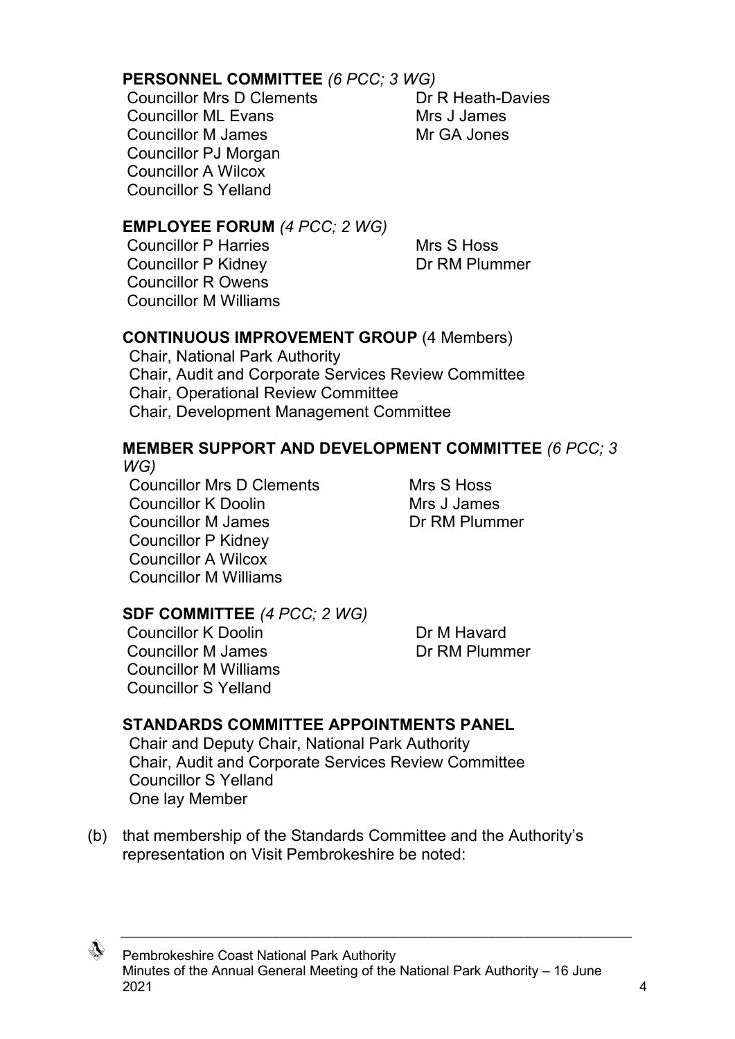**PERSONNEL COMMITTEE** *(6 PCC; 3 WG)*

| | |
|---|---|
| Councillor Mrs D Clements | Dr R Heath-Davies |
| Councillor ML Evans | Mrs J James |
| Councillor M James | Mr GA Jones |
| Councillor PJ Morgan | |
| Councillor A Wilcox | |
| Councillor S Yelland | |

**EMPLOYEE FORUM** *(4 PCC; 2 WG)*

| | |
|---|---|
| Councillor P Harries | Mrs S Hoss |
| Councillor P Kidney | Dr RM Plummer |
| Councillor R Owens | |
| Councillor M Williams | |

**CONTINUOUS IMPROVEMENT GROUP** (4 Members)

Chair, National Park Authority
Chair, Audit and Corporate Services Review Committee
Chair, Operational Review Committee
Chair, Development Management Committee

**MEMBER SUPPORT AND DEVELOPMENT COMMITTEE** *(6 PCC; 3 WG)*

| | |
|---|---|
| Councillor Mrs D Clements | Mrs S Hoss |
| Councillor K Doolin | Mrs J James |
| Councillor M James | Dr RM Plummer |
| Councillor P Kidney | |
| Councillor A Wilcox | |
| Councillor M Williams | |

**SDF COMMITTEE** *(4 PCC; 2 WG)*

| | |
|---|---|
| Councillor K Doolin | Dr M Havard |
| Councillor M James | Dr RM Plummer |
| Councillor M Williams | |
| Councillor S Yelland | |

**STANDARDS COMMITTEE APPOINTMENTS PANEL**

Chair and Deputy Chair, National Park Authority
Chair, Audit and Corporate Services Review Committee
Councillor S Yelland
One lay Member

(b) that membership of the Standards Committee and the Authority's representation on Visit Pembrokeshire be noted: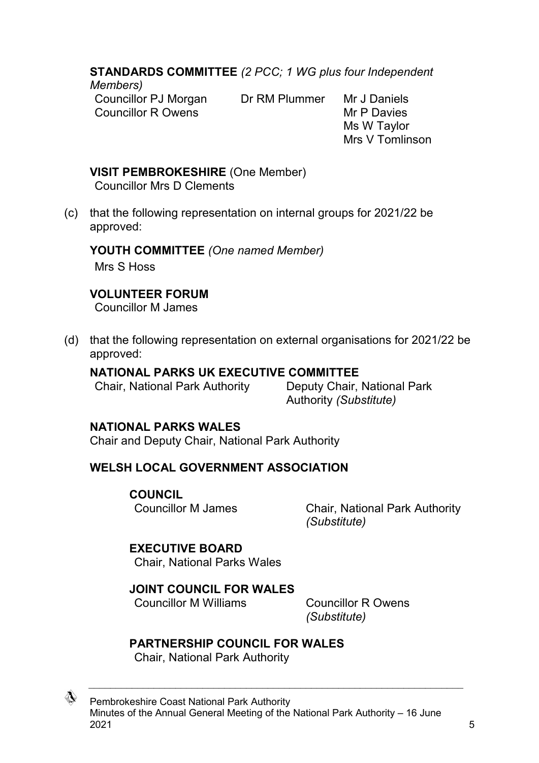**STANDARDS COMMITTEE** *(2 PCC; 1 WG plus four Independent Members)*

| | | |
|---|---|---|
| Councillor PJ Morgan | Dr RM Plummer | Mr J Daniels |
| Councillor R Owens | | Mr P Davies |
| | | Ms W Taylor |
| | | Mrs V Tomlinson |

**VISIT PEMBROKESHIRE** (One Member)
Councillor Mrs D Clements

(c) that the following representation on internal groups for 2021/22 be approved:

**YOUTH COMMITTEE** *(One named Member)*
Mrs S Hoss

**VOLUNTEER FORUM**
Councillor M James

(d) that the following representation on external organisations for 2021/22 be approved:

**NATIONAL PARKS UK EXECUTIVE COMMITTEE**
Chair, National Park Authority — Deputy Chair, National Park Authority *(Substitute)*

**NATIONAL PARKS WALES**
Chair and Deputy Chair, National Park Authority

**WELSH LOCAL GOVERNMENT ASSOCIATION**

**COUNCIL**
Councillor M James — Chair, National Park Authority *(Substitute)*

**EXECUTIVE BOARD**
Chair, National Parks Wales

**JOINT COUNCIL FOR WALES**
Councillor M Williams — Councillor R Owens *(Substitute)*

**PARTNERSHIP COUNCIL FOR WALES**
Chair, National Park Authority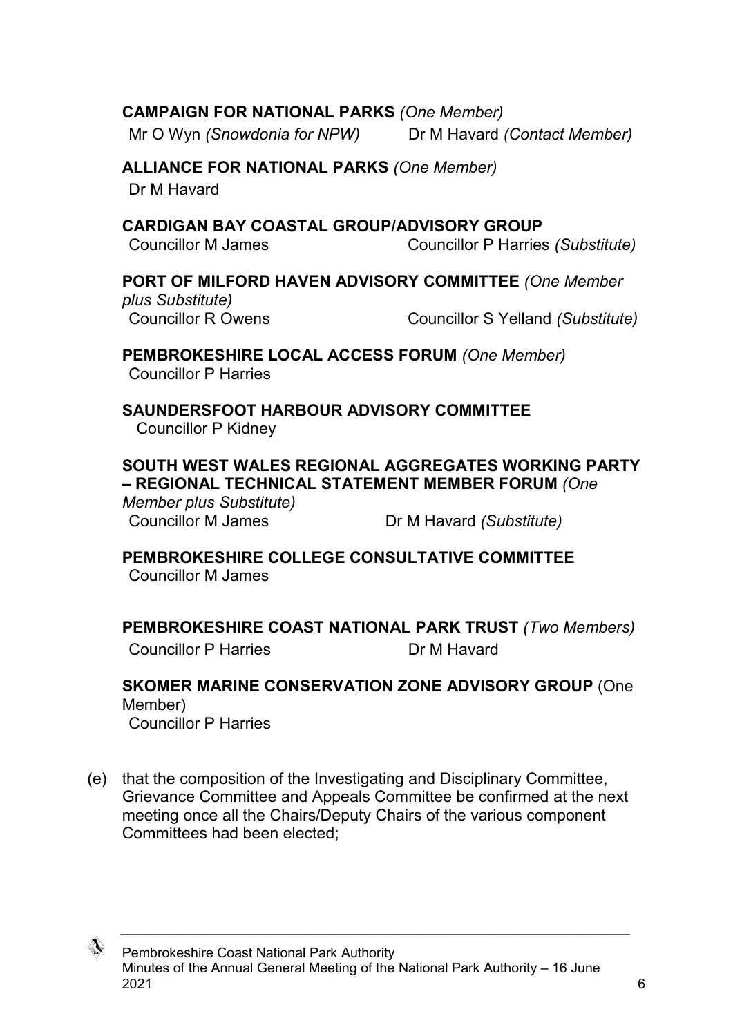**CAMPAIGN FOR NATIONAL PARKS** *(One Member)*
Mr O Wyn *(Snowdonia for NPW)* Dr M Havard *(Contact Member)*

**ALLIANCE FOR NATIONAL PARKS** *(One Member)*
Dr M Havard

**CARDIGAN BAY COASTAL GROUP/ADVISORY GROUP**
Councillor M James Councillor P Harries *(Substitute)*

**PORT OF MILFORD HAVEN ADVISORY COMMITTEE** *(One Member plus Substitute)*
Councillor R Owens Councillor S Yelland *(Substitute)*

**PEMBROKESHIRE LOCAL ACCESS FORUM** *(One Member)*
Councillor P Harries

**SAUNDERSFOOT HARBOUR ADVISORY COMMITTEE**
Councillor P Kidney

**SOUTH WEST WALES REGIONAL AGGREGATES WORKING PARTY – REGIONAL TECHNICAL STATEMENT MEMBER FORUM** *(One Member plus Substitute)*
Councillor M James Dr M Havard *(Substitute)*

**PEMBROKESHIRE COLLEGE CONSULTATIVE COMMITTEE**
Councillor M James

**PEMBROKESHIRE COAST NATIONAL PARK TRUST** *(Two Members)*
Councillor P Harries Dr M Havard

**SKOMER MARINE CONSERVATION ZONE ADVISORY GROUP** (One Member)
Councillor P Harries

(e) that the composition of the Investigating and Disciplinary Committee, Grievance Committee and Appeals Committee be confirmed at the next meeting once all the Chairs/Deputy Chairs of the various component Committees had been elected;